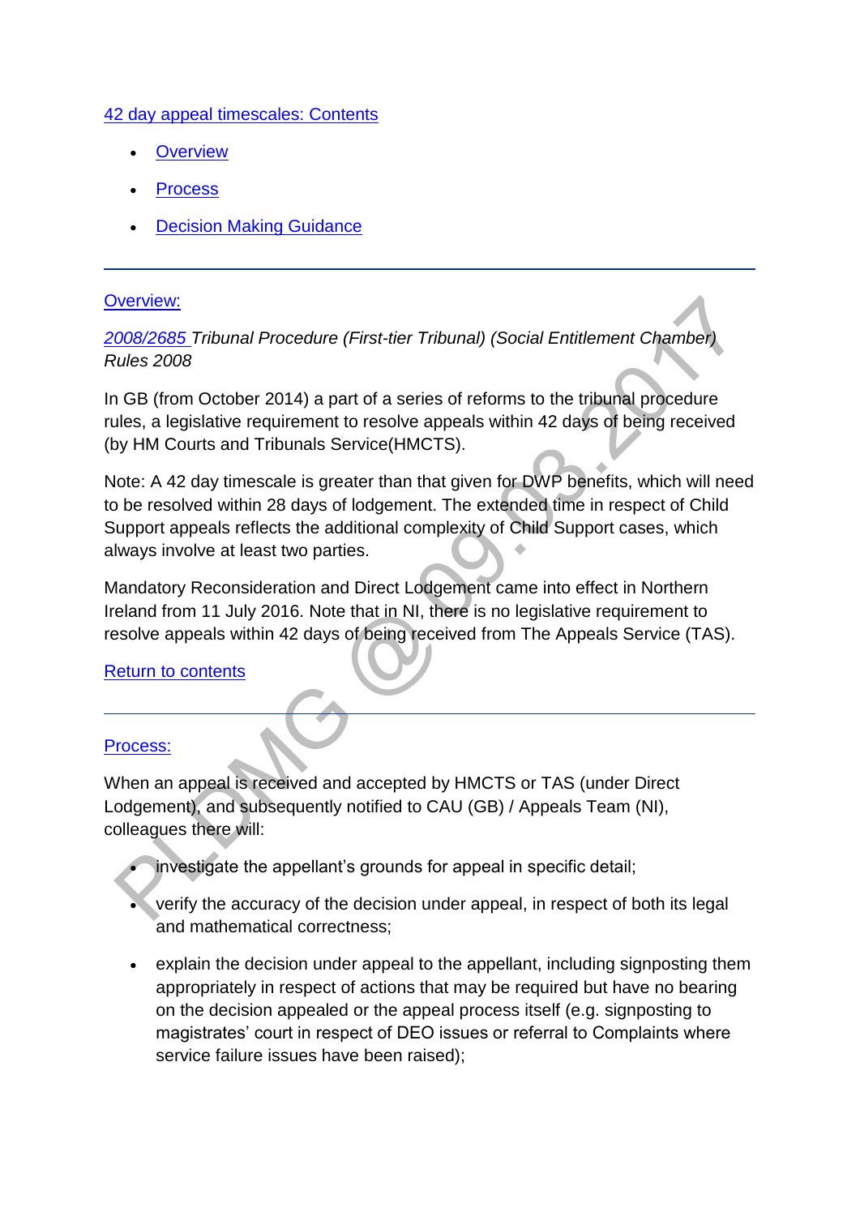[42 day appeal timescales: Contents]

- [Overview]
- [Process]
- [Decision Making Guidance]

---

[Overview:]

*[2008/2685] Tribunal Procedure (First-tier Tribunal) (Social Entitlement Chamber) Rules 2008*

In GB (from October 2014) a part of a series of reforms to the tribunal procedure rules, a legislative requirement to resolve appeals within 42 days of being received (by HM Courts and Tribunals Service(HMCTS).

Note: A 42 day timescale is greater than that given for DWP benefits, which will need to be resolved within 28 days of lodgement. The extended time in respect of Child Support appeals reflects the additional complexity of Child Support cases, which always involve at least two parties.

Mandatory Reconsideration and Direct Lodgement came into effect in Northern Ireland from 11 July 2016. Note that in NI, there is no legislative requirement to resolve appeals within 42 days of being received from The Appeals Service (TAS).

[Return to contents]

---

[Process:]

When an appeal is received and accepted by HMCTS or TAS (under Direct Lodgement), and subsequently notified to CAU (GB) / Appeals Team (NI), colleagues there will:

- investigate the appellant's grounds for appeal in specific detail;
- verify the accuracy of the decision under appeal, in respect of both its legal and mathematical correctness;
- explain the decision under appeal to the appellant, including signposting them appropriately in respect of actions that may be required but have no bearing on the decision appealed or the appeal process itself (e.g. signposting to magistrates' court in respect of DEO issues or referral to Complaints where service failure issues have been raised);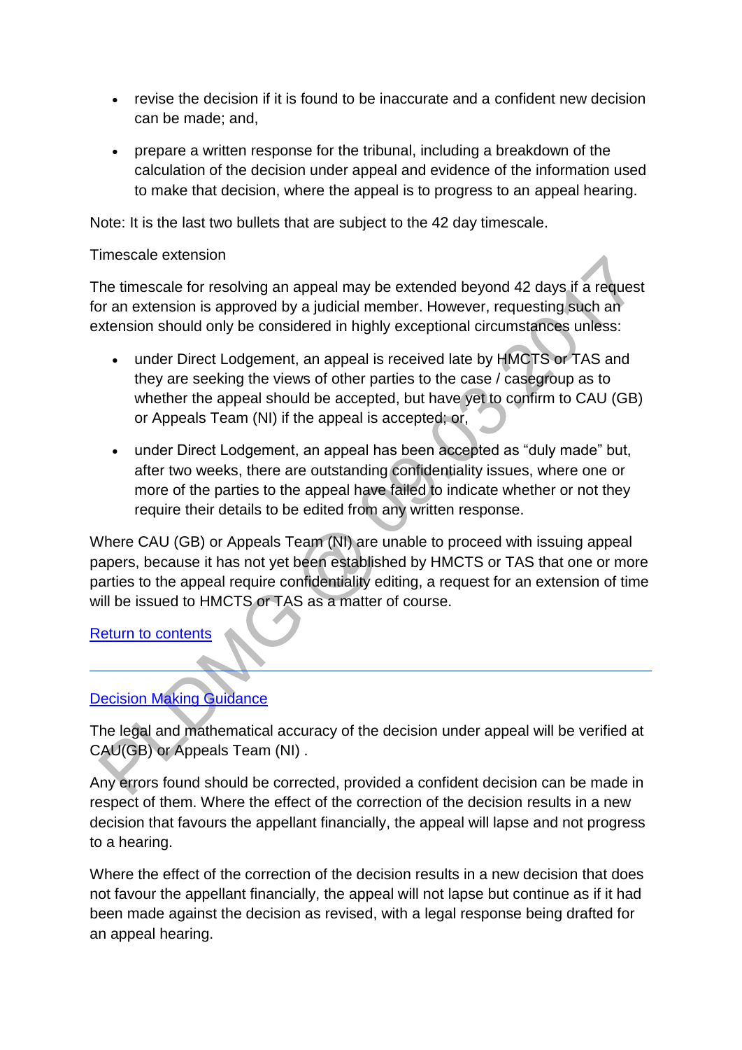- revise the decision if it is found to be inaccurate and a confident new decision can be made; and,

- prepare a written response for the tribunal, including a breakdown of the calculation of the decision under appeal and evidence of the information used to make that decision, where the appeal is to progress to an appeal hearing.

Note: It is the last two bullets that are subject to the 42 day timescale.

Timescale extension

The timescale for resolving an appeal may be extended beyond 42 days if a request for an extension is approved by a judicial member. However, requesting such an extension should only be considered in highly exceptional circumstances unless:

- under Direct Lodgement, an appeal is received late by HMCTS or TAS and they are seeking the views of other parties to the case / casegroup as to whether the appeal should be accepted, but have yet to confirm to CAU (GB) or Appeals Team (NI) if the appeal is accepted; or,

- under Direct Lodgement, an appeal has been accepted as "duly made" but, after two weeks, there are outstanding confidentiality issues, where one or more of the parties to the appeal have failed to indicate whether or not they require their details to be edited from any written response.

Where CAU (GB) or Appeals Team (NI) are unable to proceed with issuing appeal papers, because it has not yet been established by HMCTS or TAS that one or more parties to the appeal require confidentiality editing, a request for an extension of time will be issued to HMCTS or TAS as a matter of course.

Return to contents

---

## Decision Making Guidance

The legal and mathematical accuracy of the decision under appeal will be verified at CAU(GB) or Appeals Team (NI) .

Any errors found should be corrected, provided a confident decision can be made in respect of them. Where the effect of the correction of the decision results in a new decision that favours the appellant financially, the appeal will lapse and not progress to a hearing.

Where the effect of the correction of the decision results in a new decision that does not favour the appellant financially, the appeal will not lapse but continue as if it had been made against the decision as revised, with a legal response being drafted for an appeal hearing.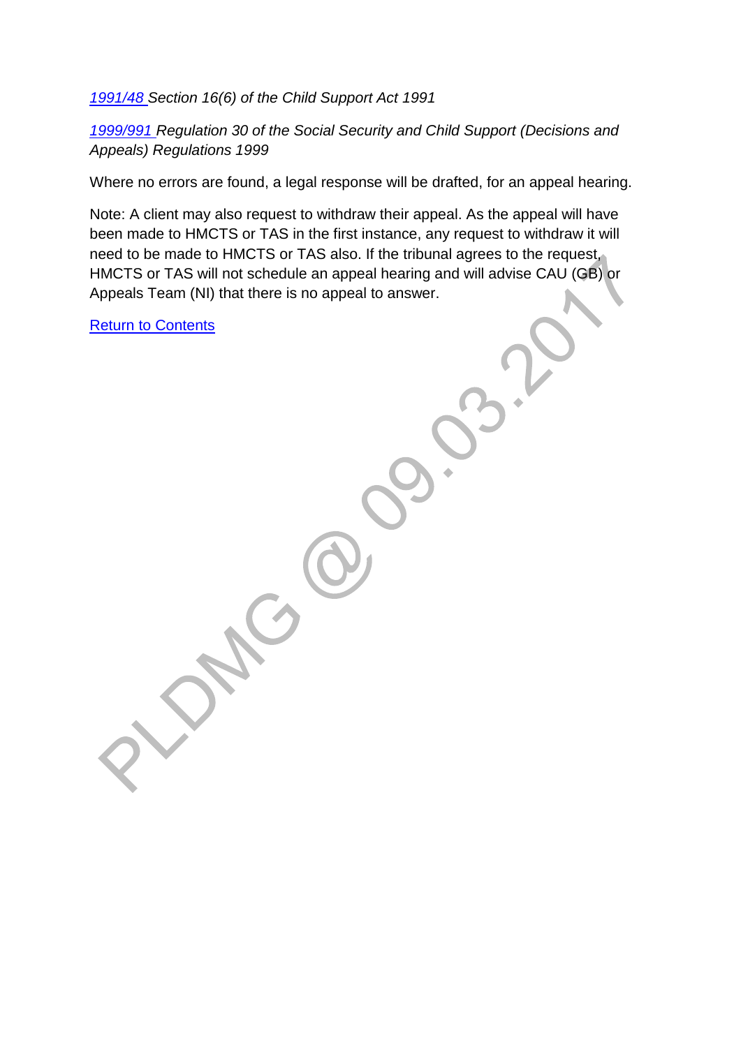*[1991/48](#) Section 16(6) of the Child Support Act 1991*

*[1999/991](#) Regulation 30 of the Social Security and Child Support (Decisions and Appeals) Regulations 1999*

Where no errors are found, a legal response will be drafted, for an appeal hearing.

Note: A client may also request to withdraw their appeal. As the appeal will have been made to HMCTS or TAS in the first instance, any request to withdraw it will need to be made to HMCTS or TAS also. If the tribunal agrees to the request, HMCTS or TAS will not schedule an appeal hearing and will advise CAU (GB) or Appeals Team (NI) that there is no appeal to answer.

[Return to Contents](#)